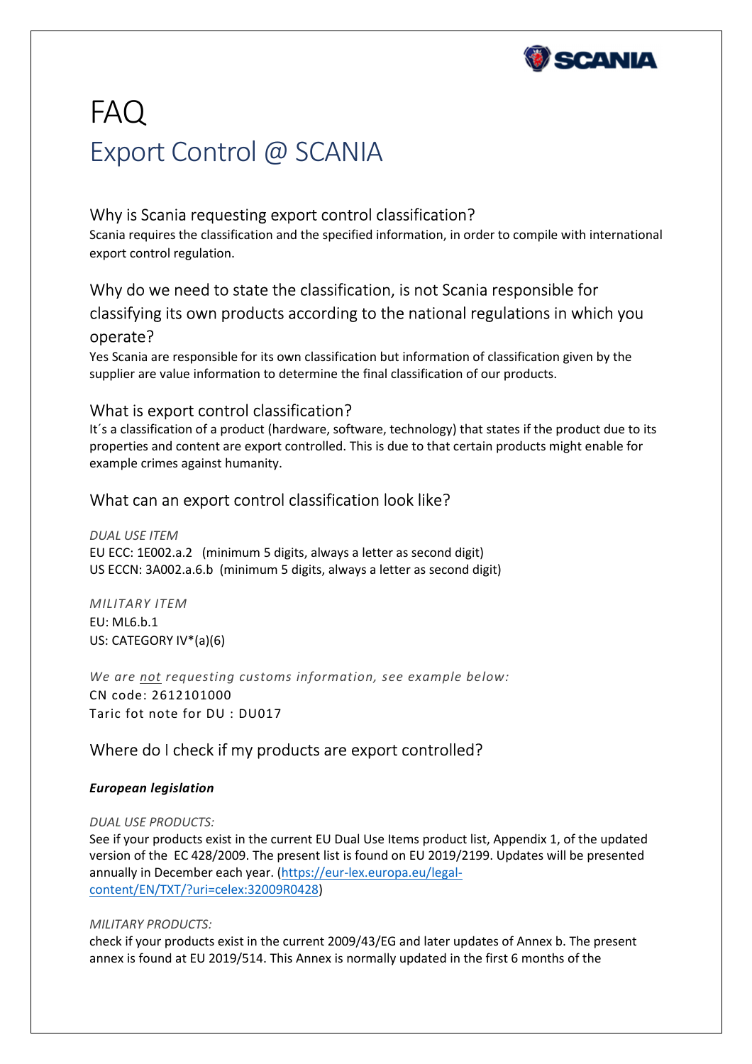# FAQ

## Export Control @ SCANIA

### Why is Scania requesting export control classification?

Scania requires the classification and the specified information, in order to compile with international export control regulation.

### Why do we need to state the classification, is not Scania responsible for classifying its own products according to the national regulations in which you operate?

Yes Scania are responsible for its own classification but information of classification given by the supplier are value information to determine the final classification of our products.

### What is export control classification?

It´s a classification of a product (hardware, software, technology) that states if the product due to its properties and content are export controlled. This is due to that certain products might enable for example crimes against humanity.

### What can an export control classification look like?

*DUAL USE ITEM*
EU ECC: 1E002.a.2 (minimum 5 digits, always a letter as second digit)
US ECCN: 3A002.a.6.b (minimum 5 digits, always a letter as second digit)

*MILITARY ITEM*
EU: ML6.b.1
US: CATEGORY IV*(a)(6)

*We are <u>not</u> requesting customs information, see example below:*
CN code: 2612101000
Taric fot note for DU : DU017

### Where do I check if my products are export controlled?

***European legislation***

*DUAL USE PRODUCTS:*
See if your products exist in the current EU Dual Use Items product list, Appendix 1, of the updated version of the EC 428/2009. The present list is found on EU 2019/2199. Updates will be presented annually in December each year. (https://eur-lex.europa.eu/legal-content/EN/TXT/?uri=celex:32009R0428)

*MILITARY PRODUCTS:*
check if your products exist in the current 2009/43/EG and later updates of Annex b. The present annex is found at EU 2019/514. This Annex is normally updated in the first 6 months of the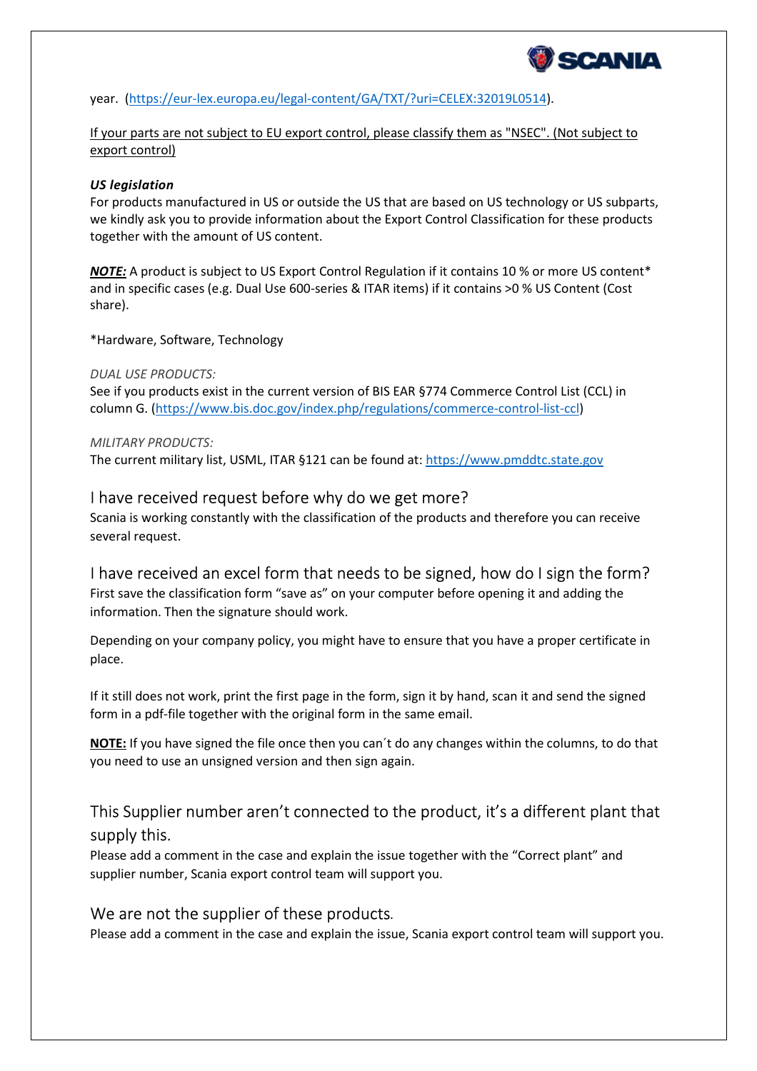year. (https://eur-lex.europa.eu/legal-content/GA/TXT/?uri=CELEX:32019L0514).

If your parts are not subject to EU export control, please classify them as "NSEC". (Not subject to export control)

***US legislation***

For products manufactured in US or outside the US that are based on US technology or US subparts, we kindly ask you to provide information about the Export Control Classification for these products together with the amount of US content.

***NOTE:*** A product is subject to US Export Control Regulation if it contains 10 % or more US content* and in specific cases (e.g. Dual Use 600-series & ITAR items) if it contains >0 % US Content (Cost share).

*Hardware, Software, Technology

*DUAL USE PRODUCTS:*

See if you products exist in the current version of BIS EAR §774 Commerce Control List (CCL) in column G. (https://www.bis.doc.gov/index.php/regulations/commerce-control-list-ccl)

*MILITARY PRODUCTS:*

The current military list, USML, ITAR §121 can be found at: https://www.pmddtc.state.gov

## I have received request before why do we get more?

Scania is working constantly with the classification of the products and therefore you can receive several request.

## I have received an excel form that needs to be signed, how do I sign the form?

First save the classification form "save as" on your computer before opening it and adding the information. Then the signature should work.

Depending on your company policy, you might have to ensure that you have a proper certificate in place.

If it still does not work, print the first page in the form, sign it by hand, scan it and send the signed form in a pdf-file together with the original form in the same email.

**NOTE:** If you have signed the file once then you can´t do any changes within the columns, to do that you need to use an unsigned version and then sign again.

## This Supplier number aren't connected to the product, it's a different plant that supply this.

Please add a comment in the case and explain the issue together with the "Correct plant" and supplier number, Scania export control team will support you.

## We are not the supplier of these products.

Please add a comment in the case and explain the issue, Scania export control team will support you.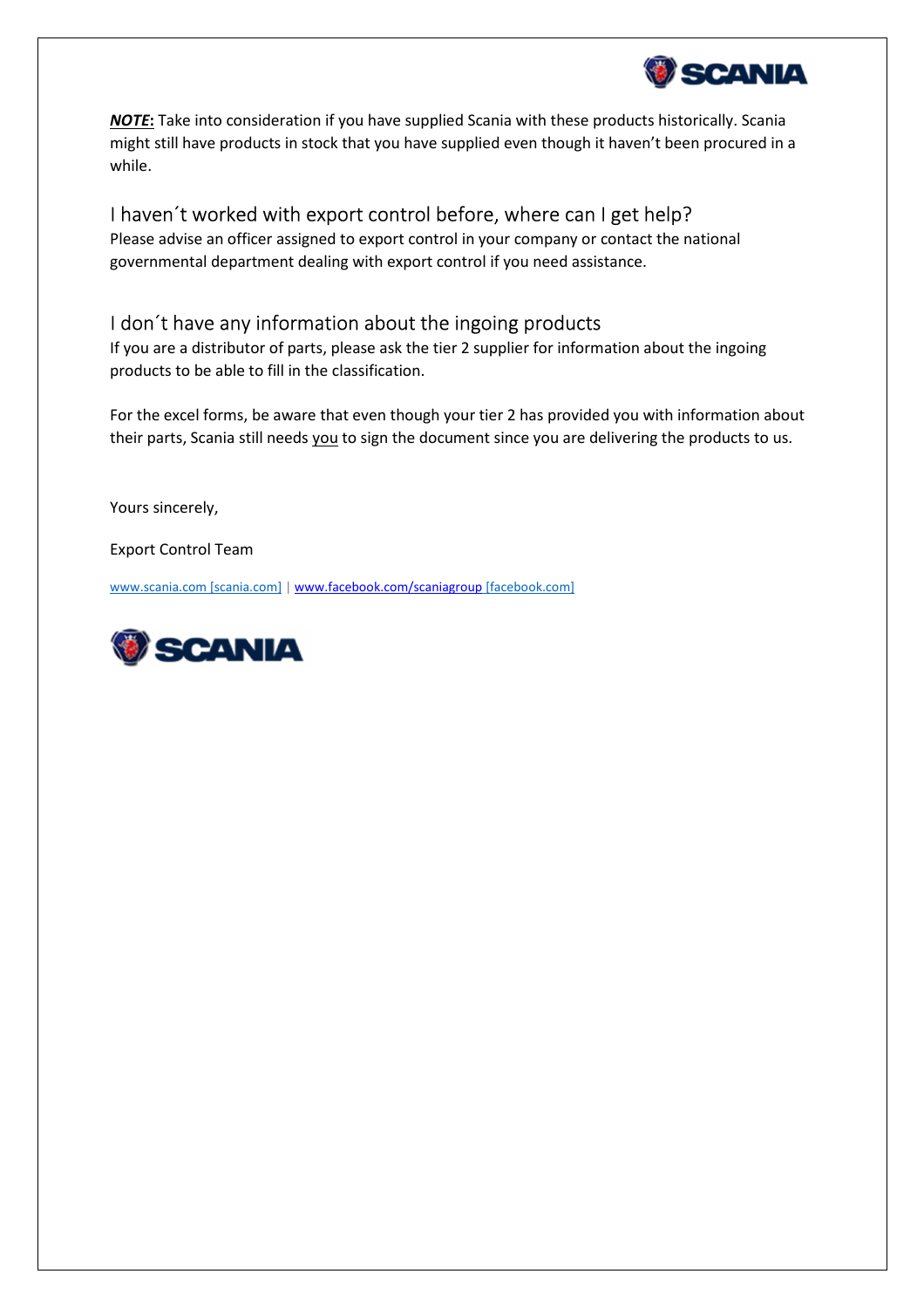***NOTE*:** Take into consideration if you have supplied Scania with these products historically. Scania might still have products in stock that you have supplied even though it haven't been procured in a while.

## I haven´t worked with export control before, where can I get help?

Please advise an officer assigned to export control in your company or contact the national governmental department dealing with export control if you need assistance.

## I don´t have any information about the ingoing products

If you are a distributor of parts, please ask the tier 2 supplier for information about the ingoing products to be able to fill in the classification.

For the excel forms, be aware that even though your tier 2 has provided you with information about their parts, Scania still needs you to sign the document since you are delivering the products to us.

Yours sincerely,

Export Control Team

www.scania.com [scania.com] | www.facebook.com/scaniagroup [facebook.com]